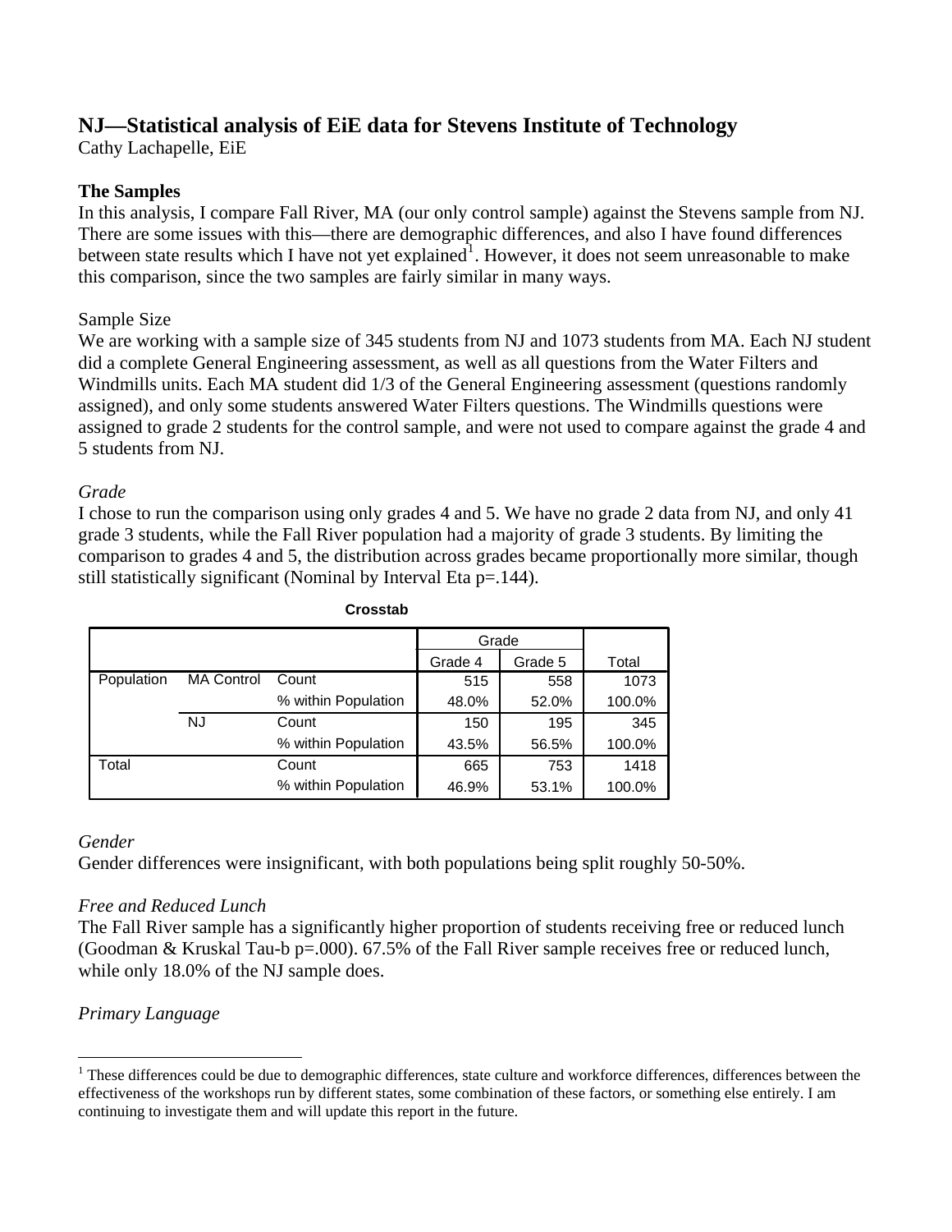# NJ—Statistical analysis of EiE data for Stevens Institute of Technology

Cathy Lachapelle, EiE

## The Samples

In this analysis, I compare Fall River, MA (our only control sample) against the Stevens sample from NJ. There are some issues with this—there are demographic differences, and also I have found differences between state results which I have not yet explained[1]. However, it does not seem unreasonable to make this comparison, since the two samples are fairly similar in many ways.

### Sample Size

We are working with a sample size of 345 students from NJ and 1073 students from MA. Each NJ student did a complete General Engineering assessment, as well as all questions from the Water Filters and Windmills units. Each MA student did 1/3 of the General Engineering assessment (questions randomly assigned), and only some students answered Water Filters questions. The Windmills questions were assigned to grade 2 students for the control sample, and were not used to compare against the grade 4 and 5 students from NJ.

*Grade*

I chose to run the comparison using only grades 4 and 5. We have no grade 2 data from NJ, and only 41 grade 3 students, while the Fall River population had a majority of grade 3 students. By limiting the comparison to grades 4 and 5, the distribution across grades became proportionally more similar, though still statistically significant (Nominal by Interval Eta p=.144).

**Crosstab**

| | | | Grade | | |
|---|---|---|---|---|---|
| | | | Grade 4 | Grade 5 | Total |
| Population | MA Control | Count | 515 | 558 | 1073 |
| | | % within Population | 48.0% | 52.0% | 100.0% |
| | NJ | Count | 150 | 195 | 345 |
| | | % within Population | 43.5% | 56.5% | 100.0% |
| Total | | Count | 665 | 753 | 1418 |
| | | % within Population | 46.9% | 53.1% | 100.0% |

*Gender*

Gender differences were insignificant, with both populations being split roughly 50-50%.

*Free and Reduced Lunch*

The Fall River sample has a significantly higher proportion of students receiving free or reduced lunch (Goodman & Kruskal Tau-b p=.000). 67.5% of the Fall River sample receives free or reduced lunch, while only 18.0% of the NJ sample does.

*Primary Language*

[1] These differences could be due to demographic differences, state culture and workforce differences, differences between the effectiveness of the workshops run by different states, some combination of these factors, or something else entirely. I am continuing to investigate them and will update this report in the future.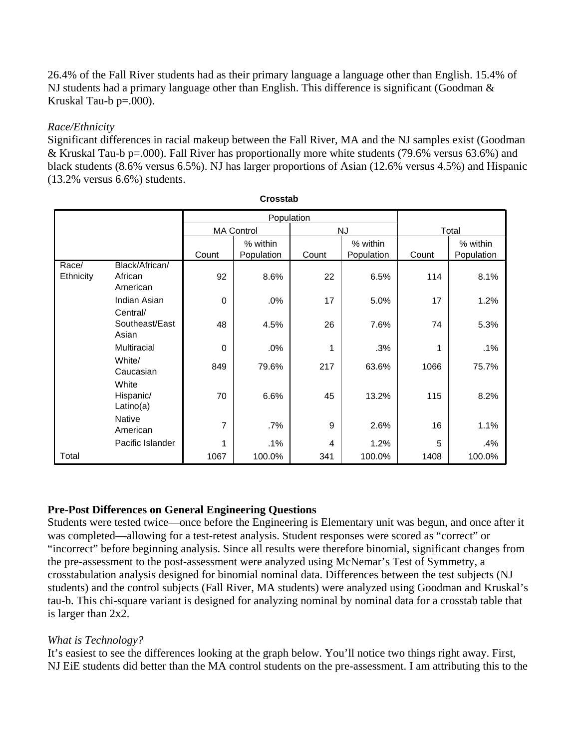26.4% of the Fall River students had as their primary language a language other than English. 15.4% of NJ students had a primary language other than English. This difference is significant (Goodman & Kruskal Tau-b p=.000).

*Race/Ethnicity*

Significant differences in racial makeup between the Fall River, MA and the NJ samples exist (Goodman & Kruskal Tau-b p=.000). Fall River has proportionally more white students (79.6% versus 63.6%) and black students (8.6% versus 6.5%). NJ has larger proportions of Asian (12.6% versus 4.5%) and Hispanic (13.2% versus 6.6%) students.

**Crosstab**

| | | Population | | | | Total | |
|---|---|---|---|---|---|---|---|
| | | MA Control | | NJ | | | |
| | | Count | % within Population | Count | % within Population | Count | % within Population |
| Race/ Ethnicity | Black/African/ African American | 92 | 8.6% | 22 | 6.5% | 114 | 8.1% |
| | Indian Asian | 0 | .0% | 17 | 5.0% | 17 | 1.2% |
| | Central/ Southeast/East Asian | 48 | 4.5% | 26 | 7.6% | 74 | 5.3% |
| | Multiracial | 0 | .0% | 1 | .3% | 1 | .1% |
| | White/ Caucasian | 849 | 79.6% | 217 | 63.6% | 1066 | 75.7% |
| | White Hispanic/ Latino(a) | 70 | 6.6% | 45 | 13.2% | 115 | 8.2% |
| | Native American | 7 | .7% | 9 | 2.6% | 16 | 1.1% |
| | Pacific Islander | 1 | .1% | 4 | 1.2% | 5 | .4% |
| Total | | 1067 | 100.0% | 341 | 100.0% | 1408 | 100.0% |

**Pre-Post Differences on General Engineering Questions**

Students were tested twice—once before the Engineering is Elementary unit was begun, and once after it was completed—allowing for a test-retest analysis. Student responses were scored as "correct" or "incorrect" before beginning analysis. Since all results were therefore binomial, significant changes from the pre-assessment to the post-assessment were analyzed using McNemar's Test of Symmetry, a crosstabulation analysis designed for binomial nominal data. Differences between the test subjects (NJ students) and the control subjects (Fall River, MA students) were analyzed using Goodman and Kruskal's tau-b. This chi-square variant is designed for analyzing nominal by nominal data for a crosstab table that is larger than 2x2.

*What is Technology?*

It's easiest to see the differences looking at the graph below. You'll notice two things right away. First, NJ EiE students did better than the MA control students on the pre-assessment. I am attributing this to the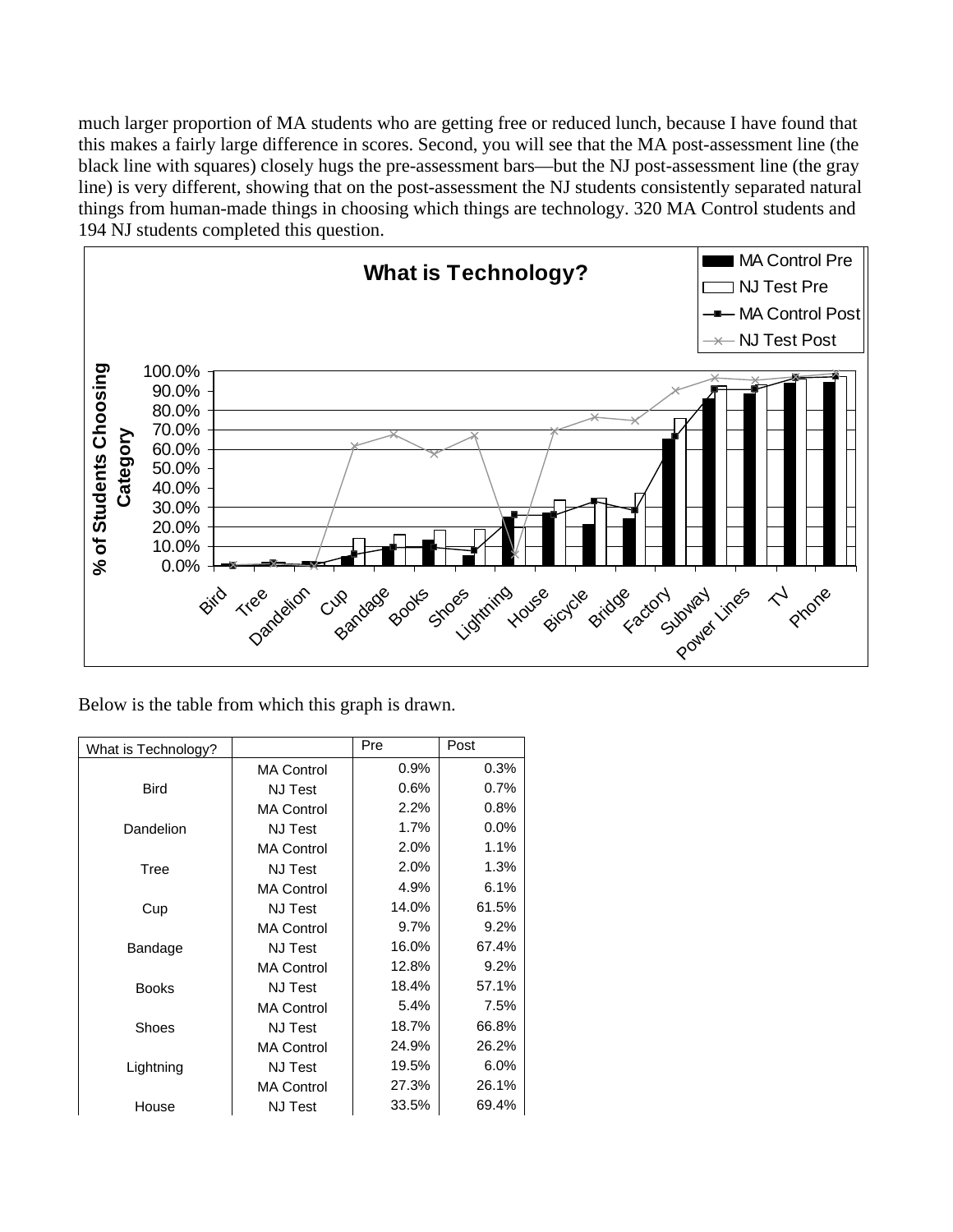much larger proportion of MA students who are getting free or reduced lunch, because I have found that this makes a fairly large difference in scores. Second, you will see that the MA post-assessment line (the black line with squares) closely hugs the pre-assessment bars—but the NJ post-assessment line (the gray line) is very different, showing that on the post-assessment the NJ students consistently separated natural things from human-made things in choosing which things are technology. 320 MA Control students and 194 NJ students completed this question.

Below is the table from which this graph is drawn.

| What is Technology? | | Pre | Post |
|---|---|---|---|
| Bird | MA Control | 0.9% | 0.3% |
| | NJ Test | 0.6% | 0.7% |
| Dandelion | MA Control | 2.2% | 0.8% |
| | NJ Test | 1.7% | 0.0% |
| Tree | MA Control | 2.0% | 1.1% |
| | NJ Test | 2.0% | 1.3% |
| Cup | MA Control | 4.9% | 6.1% |
| | NJ Test | 14.0% | 61.5% |
| Bandage | MA Control | 9.7% | 9.2% |
| | NJ Test | 16.0% | 67.4% |
| Books | MA Control | 12.8% | 9.2% |
| | NJ Test | 18.4% | 57.1% |
| Shoes | MA Control | 5.4% | 7.5% |
| | NJ Test | 18.7% | 66.8% |
| Lightning | MA Control | 24.9% | 26.2% |
| | NJ Test | 19.5% | 6.0% |
| House | MA Control | 27.3% | 26.1% |
| | NJ Test | 33.5% | 69.4% |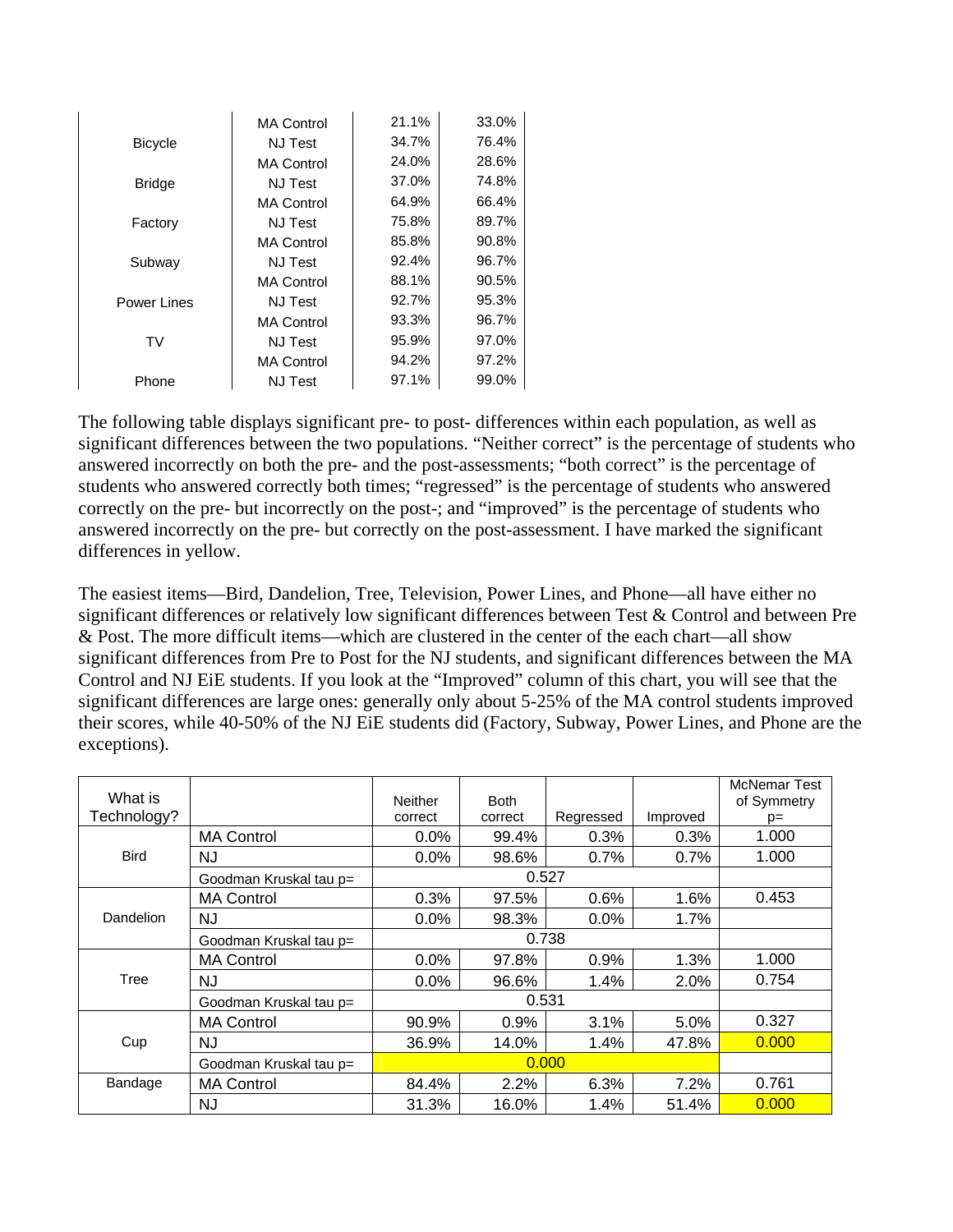|  |  |  |  |
|---|---|---|---|
|  | MA Control | 21.1% | 33.0% |
| Bicycle | NJ Test | 34.7% | 76.4% |
|  | MA Control | 24.0% | 28.6% |
| Bridge | NJ Test | 37.0% | 74.8% |
|  | MA Control | 64.9% | 66.4% |
| Factory | NJ Test | 75.8% | 89.7% |
|  | MA Control | 85.8% | 90.8% |
| Subway | NJ Test | 92.4% | 96.7% |
|  | MA Control | 88.1% | 90.5% |
| Power Lines | NJ Test | 92.7% | 95.3% |
|  | MA Control | 93.3% | 96.7% |
| TV | NJ Test | 95.9% | 97.0% |
|  | MA Control | 94.2% | 97.2% |
| Phone | NJ Test | 97.1% | 99.0% |

The following table displays significant pre- to post- differences within each population, as well as significant differences between the two populations. "Neither correct" is the percentage of students who answered incorrectly on both the pre- and the post-assessments; "both correct" is the percentage of students who answered correctly both times; "regressed" is the percentage of students who answered correctly on the pre- but incorrectly on the post-; and "improved" is the percentage of students who answered incorrectly on the pre- but correctly on the post-assessment. I have marked the significant differences in yellow.

The easiest items—Bird, Dandelion, Tree, Television, Power Lines, and Phone—all have either no significant differences or relatively low significant differences between Test & Control and between Pre & Post. The more difficult items—which are clustered in the center of the each chart—all show significant differences from Pre to Post for the NJ students, and significant differences between the MA Control and NJ EiE students. If you look at the "Improved" column of this chart, you will see that the significant differences are large ones: generally only about 5-25% of the MA control students improved their scores, while 40-50% of the NJ EiE students did (Factory, Subway, Power Lines, and Phone are the exceptions).

| What is Technology? |  | Neither correct | Both correct | Regressed | Improved | McNemar Test of Symmetry p= |
|---|---|---|---|---|---|---|
| Bird | MA Control | 0.0% | 99.4% | 0.3% | 0.3% | 1.000 |
|  | NJ | 0.0% | 98.6% | 0.7% | 0.7% | 1.000 |
|  | Goodman Kruskal tau p= | 0.527 |  |  |  |  |
| Dandelion | MA Control | 0.3% | 97.5% | 0.6% | 1.6% | 0.453 |
|  | NJ | 0.0% | 98.3% | 0.0% | 1.7% |  |
|  | Goodman Kruskal tau p= | 0.738 |  |  |  |  |
| Tree | MA Control | 0.0% | 97.8% | 0.9% | 1.3% | 1.000 |
|  | NJ | 0.0% | 96.6% | 1.4% | 2.0% | 0.754 |
|  | Goodman Kruskal tau p= | 0.531 |  |  |  |  |
| Cup | MA Control | 90.9% | 0.9% | 3.1% | 5.0% | 0.327 |
|  | NJ | 36.9% | 14.0% | 1.4% | 47.8% | 0.000 |
|  | Goodman Kruskal tau p= | 0.000 |  |  |  |  |
| Bandage | MA Control | 84.4% | 2.2% | 6.3% | 7.2% | 0.761 |
|  | NJ | 31.3% | 16.0% | 1.4% | 51.4% | 0.000 |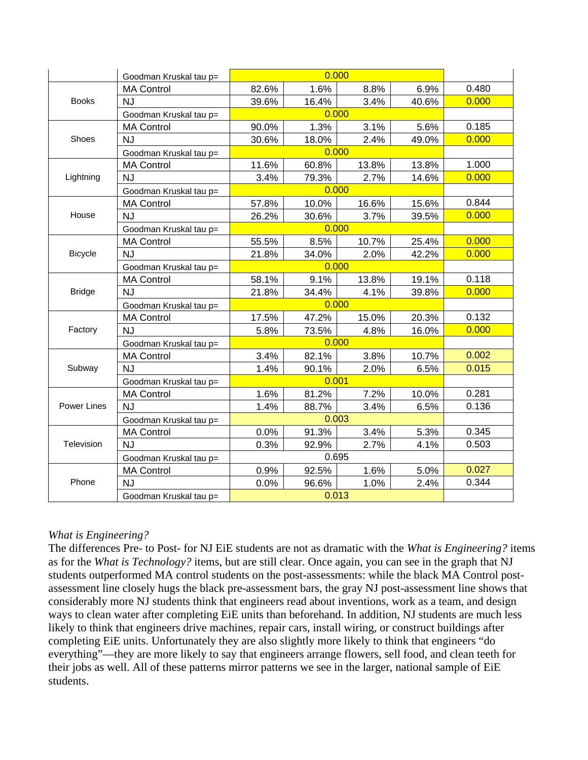| | | | | | | |
|---|---|---|---|---|---|---|
| | Goodman Kruskal tau p= | 0.000 | | | | |
| Books | MA Control | 82.6% | 1.6% | 8.8% | 6.9% | 0.480 |
| | NJ | 39.6% | 16.4% | 3.4% | 40.6% | 0.000 |
| | Goodman Kruskal tau p= | 0.000 | | | | |
| Shoes | MA Control | 90.0% | 1.3% | 3.1% | 5.6% | 0.185 |
| | NJ | 30.6% | 18.0% | 2.4% | 49.0% | 0.000 |
| | Goodman Kruskal tau p= | 0.000 | | | | |
| Lightning | MA Control | 11.6% | 60.8% | 13.8% | 13.8% | 1.000 |
| | NJ | 3.4% | 79.3% | 2.7% | 14.6% | 0.000 |
| | Goodman Kruskal tau p= | 0.000 | | | | |
| House | MA Control | 57.8% | 10.0% | 16.6% | 15.6% | 0.844 |
| | NJ | 26.2% | 30.6% | 3.7% | 39.5% | 0.000 |
| | Goodman Kruskal tau p= | 0.000 | | | | |
| Bicycle | MA Control | 55.5% | 8.5% | 10.7% | 25.4% | 0.000 |
| | NJ | 21.8% | 34.0% | 2.0% | 42.2% | 0.000 |
| | Goodman Kruskal tau p= | 0.000 | | | | |
| Bridge | MA Control | 58.1% | 9.1% | 13.8% | 19.1% | 0.118 |
| | NJ | 21.8% | 34.4% | 4.1% | 39.8% | 0.000 |
| | Goodman Kruskal tau p= | 0.000 | | | | |
| Factory | MA Control | 17.5% | 47.2% | 15.0% | 20.3% | 0.132 |
| | NJ | 5.8% | 73.5% | 4.8% | 16.0% | 0.000 |
| | Goodman Kruskal tau p= | 0.000 | | | | |
| Subway | MA Control | 3.4% | 82.1% | 3.8% | 10.7% | 0.002 |
| | NJ | 1.4% | 90.1% | 2.0% | 6.5% | 0.015 |
| | Goodman Kruskal tau p= | 0.001 | | | | |
| Power Lines | MA Control | 1.6% | 81.2% | 7.2% | 10.0% | 0.281 |
| | NJ | 1.4% | 88.7% | 3.4% | 6.5% | 0.136 |
| | Goodman Kruskal tau p= | 0.003 | | | | |
| Television | MA Control | 0.0% | 91.3% | 3.4% | 5.3% | 0.345 |
| | NJ | 0.3% | 92.9% | 2.7% | 4.1% | 0.503 |
| | Goodman Kruskal tau p= | 0.695 | | | | |
| Phone | MA Control | 0.9% | 92.5% | 1.6% | 5.0% | 0.027 |
| | NJ | 0.0% | 96.6% | 1.0% | 2.4% | 0.344 |
| | Goodman Kruskal tau p= | 0.013 | | | | |

*What is Engineering?*

The differences Pre- to Post- for NJ EiE students are not as dramatic with the *What is Engineering?* items as for the *What is Technology?* items, but are still clear. Once again, you can see in the graph that NJ students outperformed MA control students on the post-assessments: while the black MA Control post-assessment line closely hugs the black pre-assessment bars, the gray NJ post-assessment line shows that considerably more NJ students think that engineers read about inventions, work as a team, and design ways to clean water after completing EiE units than beforehand. In addition, NJ students are much less likely to think that engineers drive machines, repair cars, install wiring, or construct buildings after completing EiE units. Unfortunately they are also slightly more likely to think that engineers "do everything"—they are more likely to say that engineers arrange flowers, sell food, and clean teeth for their jobs as well. All of these patterns mirror patterns we see in the larger, national sample of EiE students.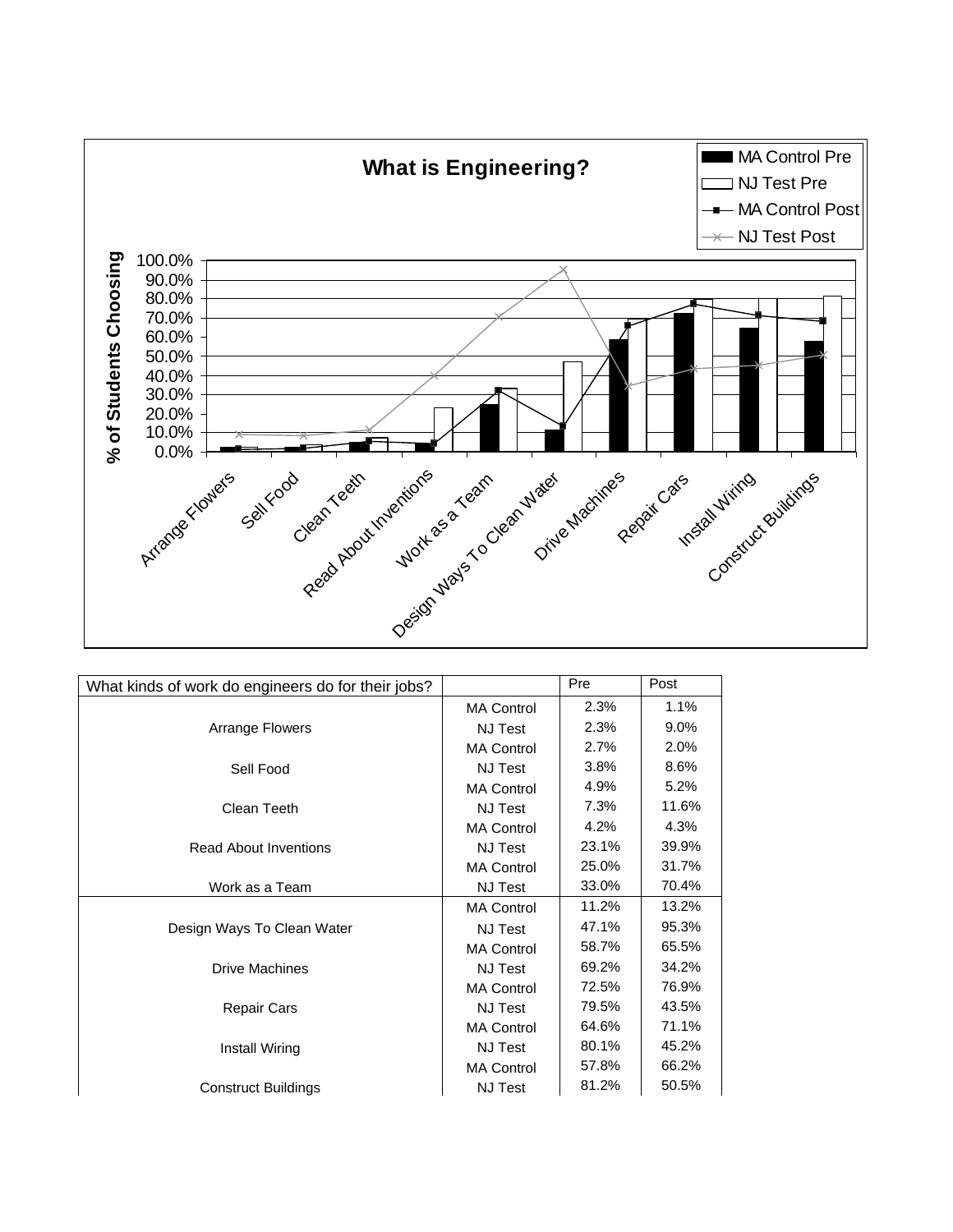**What is Engineering?**

| What kinds of work do engineers do for their jobs? | | Pre | Post |
|---|---|---|---|
| Arrange Flowers | MA Control | 2.3% | 1.1% |
| | NJ Test | 2.3% | 9.0% |
| Sell Food | MA Control | 2.7% | 2.0% |
| | NJ Test | 3.8% | 8.6% |
| Clean Teeth | MA Control | 4.9% | 5.2% |
| | NJ Test | 7.3% | 11.6% |
| Read About Inventions | MA Control | 4.2% | 4.3% |
| | NJ Test | 23.1% | 39.9% |
| Work as a Team | MA Control | 25.0% | 31.7% |
| | NJ Test | 33.0% | 70.4% |
| Design Ways To Clean Water | MA Control | 11.2% | 13.2% |
| | NJ Test | 47.1% | 95.3% |
| Drive Machines | MA Control | 58.7% | 65.5% |
| | NJ Test | 69.2% | 34.2% |
| Repair Cars | MA Control | 72.5% | 76.9% |
| | NJ Test | 79.5% | 43.5% |
| Install Wiring | MA Control | 64.6% | 71.1% |
| | NJ Test | 80.1% | 45.2% |
| Construct Buildings | MA Control | 57.8% | 66.2% |
| | NJ Test | 81.2% | 50.5% |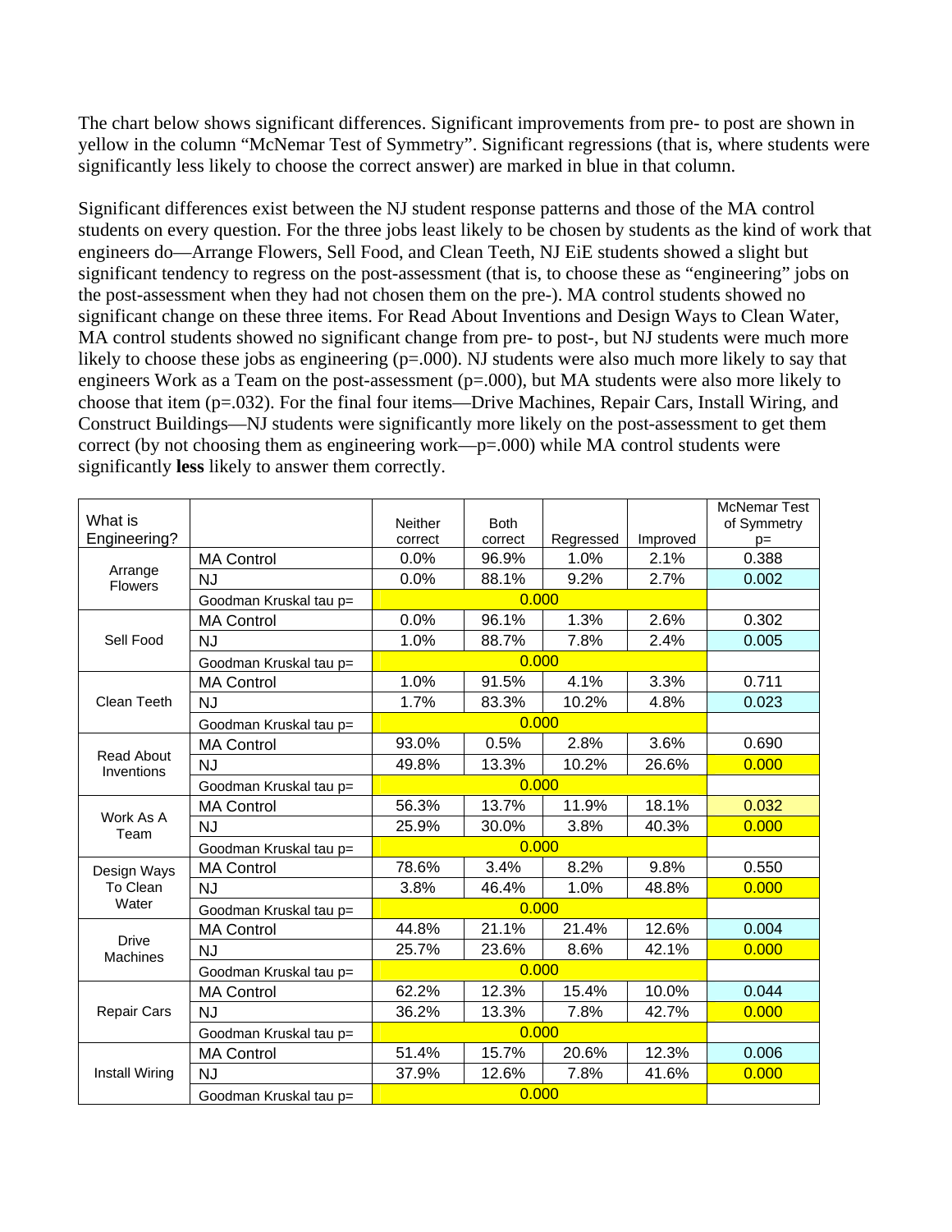The chart below shows significant differences. Significant improvements from pre- to post are shown in yellow in the column "McNemar Test of Symmetry". Significant regressions (that is, where students were significantly less likely to choose the correct answer) are marked in blue in that column.

Significant differences exist between the NJ student response patterns and those of the MA control students on every question. For the three jobs least likely to be chosen by students as the kind of work that engineers do—Arrange Flowers, Sell Food, and Clean Teeth, NJ EiE students showed a slight but significant tendency to regress on the post-assessment (that is, to choose these as "engineering" jobs on the post-assessment when they had not chosen them on the pre-). MA control students showed no significant change on these three items. For Read About Inventions and Design Ways to Clean Water, MA control students showed no significant change from pre- to post-, but NJ students were much more likely to choose these jobs as engineering (p=.000). NJ students were also much more likely to say that engineers Work as a Team on the post-assessment (p=.000), but MA students were also more likely to choose that item (p=.032). For the final four items—Drive Machines, Repair Cars, Install Wiring, and Construct Buildings—NJ students were significantly more likely on the post-assessment to get them correct (by not choosing them as engineering work—p=.000) while MA control students were significantly **less** likely to answer them correctly.

| What is Engineering? | | Neither correct | Both correct | Regressed | Improved | McNemar Test of Symmetry p= |
|---|---|---|---|---|---|---|
| Arrange Flowers | MA Control | 0.0% | 96.9% | 1.0% | 2.1% | 0.388 |
| | NJ | 0.0% | 88.1% | 9.2% | 2.7% | 0.002 |
| | Goodman Kruskal tau p= | 0.000 | | | | |
| Sell Food | MA Control | 0.0% | 96.1% | 1.3% | 2.6% | 0.302 |
| | NJ | 1.0% | 88.7% | 7.8% | 2.4% | 0.005 |
| | Goodman Kruskal tau p= | 0.000 | | | | |
| Clean Teeth | MA Control | 1.0% | 91.5% | 4.1% | 3.3% | 0.711 |
| | NJ | 1.7% | 83.3% | 10.2% | 4.8% | 0.023 |
| | Goodman Kruskal tau p= | 0.000 | | | | |
| Read About Inventions | MA Control | 93.0% | 0.5% | 2.8% | 3.6% | 0.690 |
| | NJ | 49.8% | 13.3% | 10.2% | 26.6% | 0.000 |
| | Goodman Kruskal tau p= | 0.000 | | | | |
| Work As A Team | MA Control | 56.3% | 13.7% | 11.9% | 18.1% | 0.032 |
| | NJ | 25.9% | 30.0% | 3.8% | 40.3% | 0.000 |
| | Goodman Kruskal tau p= | 0.000 | | | | |
| Design Ways To Clean Water | MA Control | 78.6% | 3.4% | 8.2% | 9.8% | 0.550 |
| | NJ | 3.8% | 46.4% | 1.0% | 48.8% | 0.000 |
| | Goodman Kruskal tau p= | 0.000 | | | | |
| Drive Machines | MA Control | 44.8% | 21.1% | 21.4% | 12.6% | 0.004 |
| | NJ | 25.7% | 23.6% | 8.6% | 42.1% | 0.000 |
| | Goodman Kruskal tau p= | 0.000 | | | | |
| Repair Cars | MA Control | 62.2% | 12.3% | 15.4% | 10.0% | 0.044 |
| | NJ | 36.2% | 13.3% | 7.8% | 42.7% | 0.000 |
| | Goodman Kruskal tau p= | 0.000 | | | | |
| Install Wiring | MA Control | 51.4% | 15.7% | 20.6% | 12.3% | 0.006 |
| | NJ | 37.9% | 12.6% | 7.8% | 41.6% | 0.000 |
| | Goodman Kruskal tau p= | 0.000 | | | | |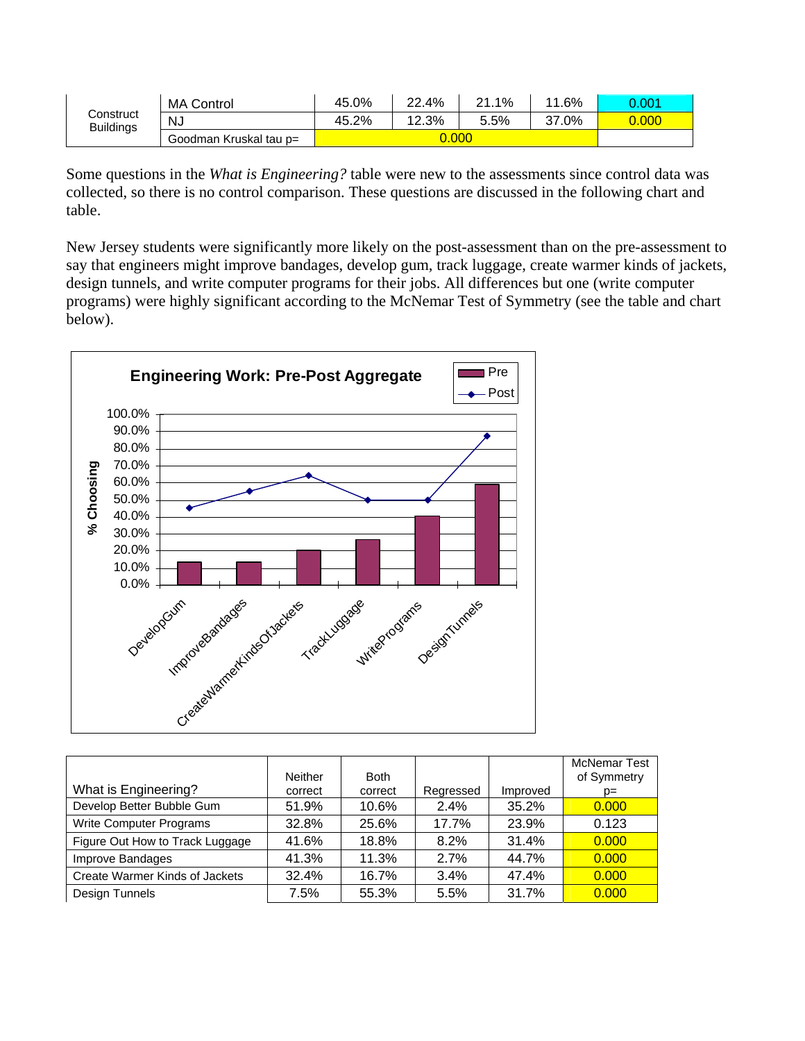| Construct Buildings | MA Control | 45.0% | 22.4% | 21.1% | 11.6% | 0.001 |
|---|---|---|---|---|---|---|
| | NJ | 45.2% | 12.3% | 5.5% | 37.0% | 0.000 |
| | Goodman Kruskal tau p= | 0.000 | | | | |

Some questions in the *What is Engineering?* table were new to the assessments since control data was collected, so there is no control comparison. These questions are discussed in the following chart and table.

New Jersey students were significantly more likely on the post-assessment than on the pre-assessment to say that engineers might improve bandages, develop gum, track luggage, create warmer kinds of jackets, design tunnels, and write computer programs for their jobs. All differences but one (write computer programs) were highly significant according to the McNemar Test of Symmetry (see the table and chart below).

**Engineering Work: Pre-Post Aggregate**

| | Pre | Post |
|---|---|---|
| DevelopGum | | |
| ImproveBandages | | |
| CreateWarmerKindsOfJackets | | |
| TrackLuggage | | |
| WritePrograms | | |
| DesignTunnels | | |

| What is Engineering? | Neither correct | Both correct | Regressed | Improved | McNemar Test of Symmetry p= |
|---|---|---|---|---|---|
| Develop Better Bubble Gum | 51.9% | 10.6% | 2.4% | 35.2% | 0.000 |
| Write Computer Programs | 32.8% | 25.6% | 17.7% | 23.9% | 0.123 |
| Figure Out How to Track Luggage | 41.6% | 18.8% | 8.2% | 31.4% | 0.000 |
| Improve Bandages | 41.3% | 11.3% | 2.7% | 44.7% | 0.000 |
| Create Warmer Kinds of Jackets | 32.4% | 16.7% | 3.4% | 47.4% | 0.000 |
| Design Tunnels | 7.5% | 55.3% | 5.5% | 31.7% | 0.000 |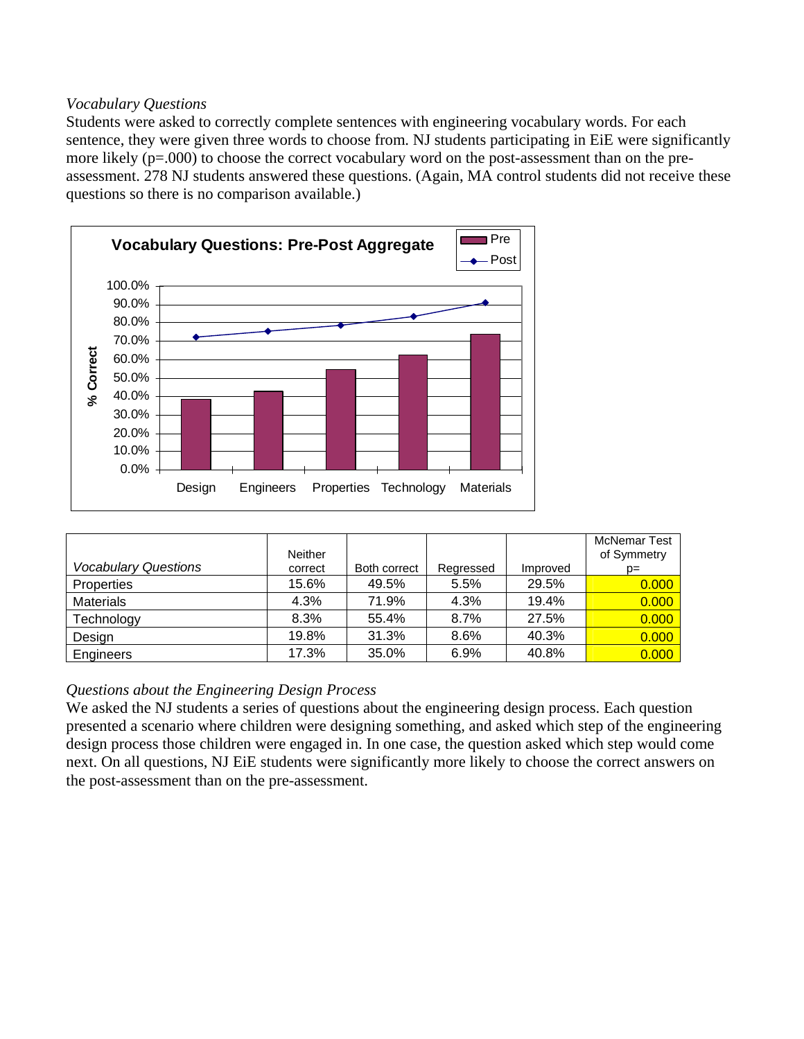*Vocabulary Questions*

Students were asked to correctly complete sentences with engineering vocabulary words. For each sentence, they were given three words to choose from. NJ students participating in EiE were significantly more likely (p=.000) to choose the correct vocabulary word on the post-assessment than on the pre-assessment. 278 NJ students answered these questions. (Again, MA control students did not receive these questions so there is no comparison available.)

**Vocabulary Questions: Pre-Post Aggregate**

| Vocabulary Questions | Neither correct | Both correct | Regressed | Improved | McNemar Test of Symmetry p= |
|---|---|---|---|---|---|
| Properties | 15.6% | 49.5% | 5.5% | 29.5% | 0.000 |
| Materials | 4.3% | 71.9% | 4.3% | 19.4% | 0.000 |
| Technology | 8.3% | 55.4% | 8.7% | 27.5% | 0.000 |
| Design | 19.8% | 31.3% | 8.6% | 40.3% | 0.000 |
| Engineers | 17.3% | 35.0% | 6.9% | 40.8% | 0.000 |

*Questions about the Engineering Design Process*

We asked the NJ students a series of questions about the engineering design process. Each question presented a scenario where children were designing something, and asked which step of the engineering design process those children were engaged in. In one case, the question asked which step would come next. On all questions, NJ EiE students were significantly more likely to choose the correct answers on the post-assessment than on the pre-assessment.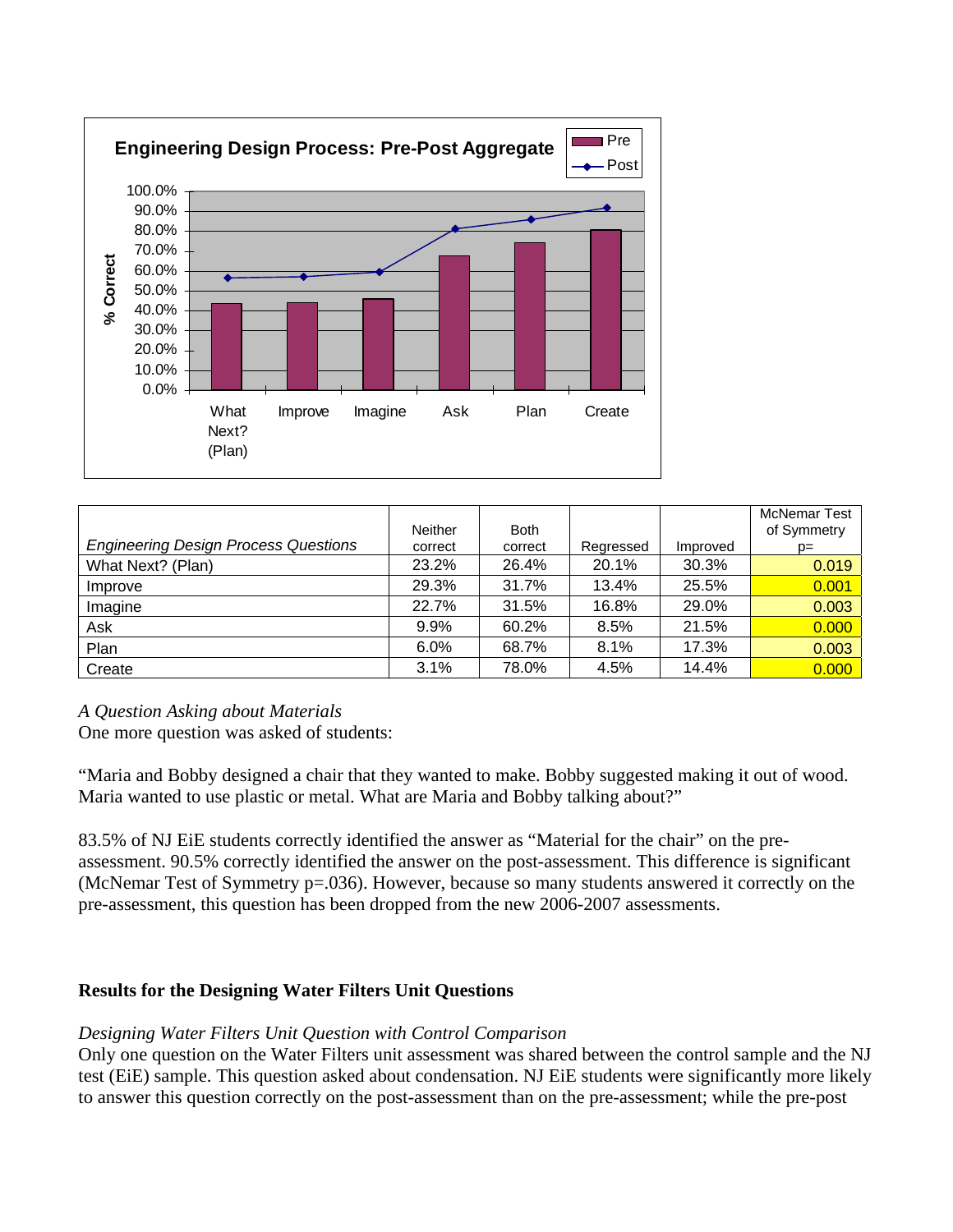Engineering Design Process: Pre-Post Aggregate

| Engineering Design Process Questions | Neither correct | Both correct | Regressed | Improved | McNemar Test of Symmetry p= |
|---|---|---|---|---|---|
| What Next? (Plan) | 23.2% | 26.4% | 20.1% | 30.3% | 0.019 |
| Improve | 29.3% | 31.7% | 13.4% | 25.5% | 0.001 |
| Imagine | 22.7% | 31.5% | 16.8% | 29.0% | 0.003 |
| Ask | 9.9% | 60.2% | 8.5% | 21.5% | 0.000 |
| Plan | 6.0% | 68.7% | 8.1% | 17.3% | 0.003 |
| Create | 3.1% | 78.0% | 4.5% | 14.4% | 0.000 |

*A Question Asking about Materials*

One more question was asked of students:

"Maria and Bobby designed a chair that they wanted to make. Bobby suggested making it out of wood. Maria wanted to use plastic or metal. What are Maria and Bobby talking about?"

83.5% of NJ EiE students correctly identified the answer as "Material for the chair" on the pre-assessment. 90.5% correctly identified the answer on the post-assessment. This difference is significant (McNemar Test of Symmetry $p=.036$). However, because so many students answered it correctly on the pre-assessment, this question has been dropped from the new 2006-2007 assessments.

**Results for the Designing Water Filters Unit Questions**

*Designing Water Filters Unit Question with Control Comparison*

Only one question on the Water Filters unit assessment was shared between the control sample and the NJ test (EiE) sample. This question asked about condensation. NJ EiE students were significantly more likely to answer this question correctly on the post-assessment than on the pre-assessment; while the pre-post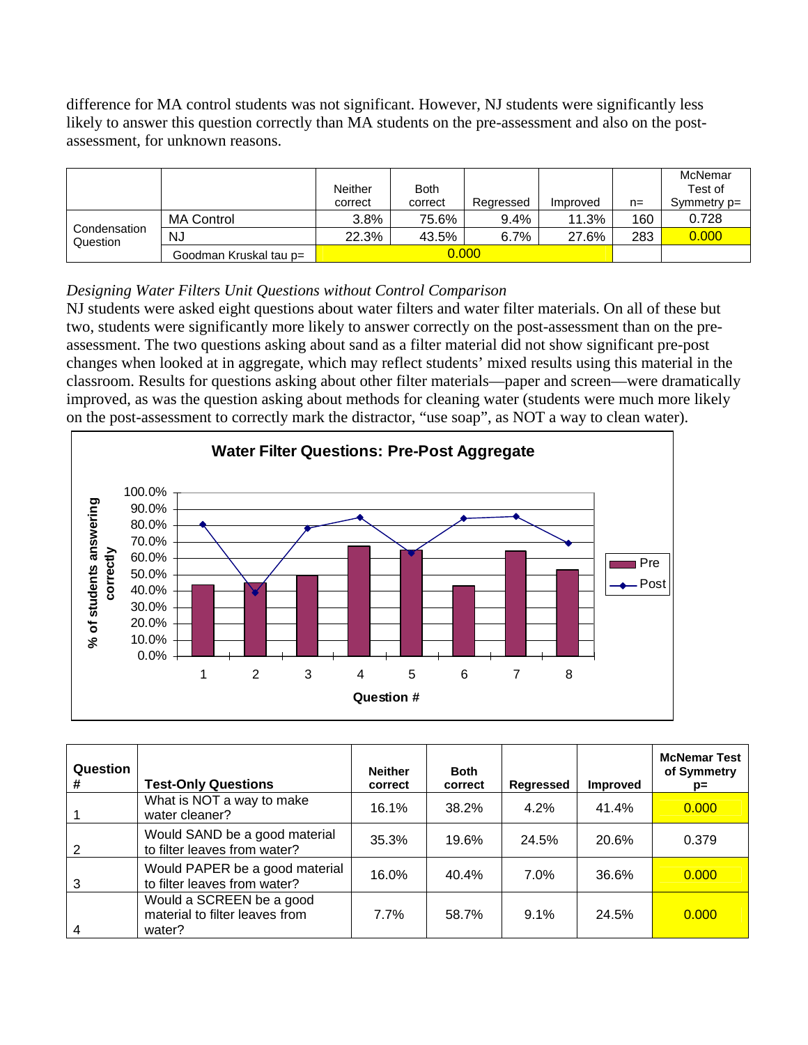difference for MA control students was not significant. However, NJ students were significantly less likely to answer this question correctly than MA students on the pre-assessment and also on the post-assessment, for unknown reasons.

| | | Neither correct | Both correct | Regressed | Improved | n= | McNemar Test of Symmetry p= |
|---|---|---|---|---|---|---|---|
| Condensation Question | MA Control | 3.8% | 75.6% | 9.4% | 11.3% | 160 | 0.728 |
| | NJ | 22.3% | 43.5% | 6.7% | 27.6% | 283 | 0.000 |
| | Goodman Kruskal tau p= | 0.000 | | | | | |

*Designing Water Filters Unit Questions without Control Comparison*

NJ students were asked eight questions about water filters and water filter materials. On all of these but two, students were significantly more likely to answer correctly on the post-assessment than on the pre-assessment. The two questions asking about sand as a filter material did not show significant pre-post changes when looked at in aggregate, which may reflect students' mixed results using this material in the classroom. Results for questions asking about other filter materials—paper and screen—were dramatically improved, as was the question asking about methods for cleaning water (students were much more likely on the post-assessment to correctly mark the distractor, "use soap", as NOT a way to clean water).

**Water Filter Questions: Pre-Post Aggregate**

| Question # | Test-Only Questions | Neither correct | Both correct | Regressed | Improved | McNemar Test of Symmetry p= |
|---|---|---|---|---|---|---|
| 1 | What is NOT a way to make water cleaner? | 16.1% | 38.2% | 4.2% | 41.4% | 0.000 |
| 2 | Would SAND be a good material to filter leaves from water? | 35.3% | 19.6% | 24.5% | 20.6% | 0.379 |
| 3 | Would PAPER be a good material to filter leaves from water? | 16.0% | 40.4% | 7.0% | 36.6% | 0.000 |
| 4 | Would a SCREEN be a good material to filter leaves from water? | 7.7% | 58.7% | 9.1% | 24.5% | 0.000 |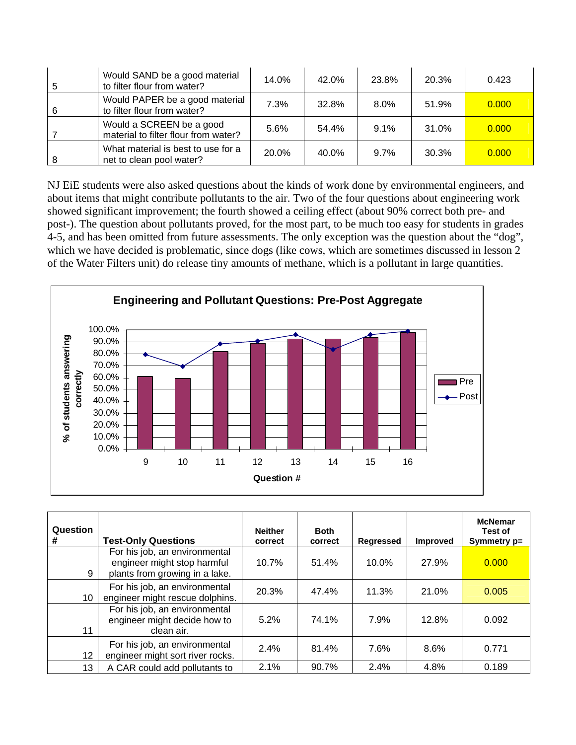| Question # | Test-Only Questions | Neither correct | Both correct | Regressed | Improved | McNemar Test of Symmetry p= |
|---|---|---|---|---|---|---|
| 5 | Would SAND be a good material to filter flour from water? | 14.0% | 42.0% | 23.8% | 20.3% | 0.423 |
| 6 | Would PAPER be a good material to filter flour from water? | 7.3% | 32.8% | 8.0% | 51.9% | 0.000 |
| 7 | Would a SCREEN be a good material to filter flour from water? | 5.6% | 54.4% | 9.1% | 31.0% | 0.000 |
| 8 | What material is best to use for a net to clean pool water? | 20.0% | 40.0% | 9.7% | 30.3% | 0.000 |

NJ EiE students were also asked questions about the kinds of work done by environmental engineers, and about items that might contribute pollutants to the air. Two of the four questions about engineering work showed significant improvement; the fourth showed a ceiling effect (about 90% correct both pre- and post-). The question about pollutants proved, for the most part, to be much too easy for students in grades 4-5, and has been omitted from future assessments. The only exception was the question about the "dog", which we have decided is problematic, since dogs (like cows, which are sometimes discussed in lesson 2 of the Water Filters unit) do release tiny amounts of methane, which is a pollutant in large quantities.

**Engineering and Pollutant Questions: Pre-Post Aggregate**

| Question # | Test-Only Questions | Neither correct | Both correct | Regressed | Improved | McNemar Test of Symmetry p= |
|---|---|---|---|---|---|---|
| 9 | For his job, an environmental engineer might stop harmful plants from growing in a lake. | 10.7% | 51.4% | 10.0% | 27.9% | 0.000 |
| 10 | For his job, an environmental engineer might rescue dolphins. | 20.3% | 47.4% | 11.3% | 21.0% | 0.005 |
| 11 | For his job, an environmental engineer might decide how to clean air. | 5.2% | 74.1% | 7.9% | 12.8% | 0.092 |
| 12 | For his job, an environmental engineer might sort river rocks. | 2.4% | 81.4% | 7.6% | 8.6% | 0.771 |
| 13 | A CAR could add pollutants to | 2.1% | 90.7% | 2.4% | 4.8% | 0.189 |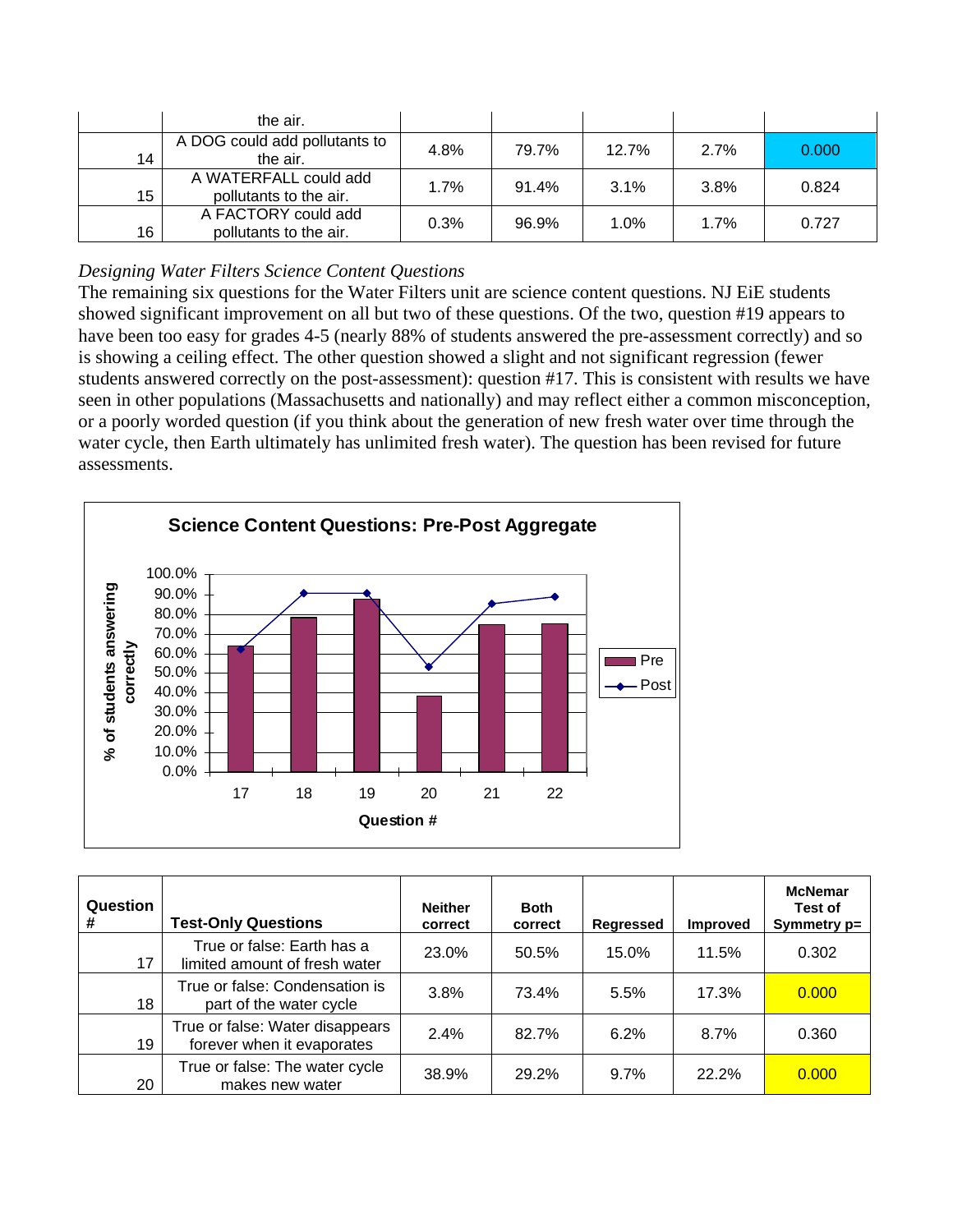| | the air. | | | | | |
|---|---|---|---|---|---|---|
| 14 | A DOG could add pollutants to the air. | 4.8% | 79.7% | 12.7% | 2.7% | 0.000 |
| 15 | A WATERFALL could add pollutants to the air. | 1.7% | 91.4% | 3.1% | 3.8% | 0.824 |
| 16 | A FACTORY could add pollutants to the air. | 0.3% | 96.9% | 1.0% | 1.7% | 0.727 |

*Designing Water Filters Science Content Questions*

The remaining six questions for the Water Filters unit are science content questions. NJ EiE students showed significant improvement on all but two of these questions. Of the two, question #19 appears to have been too easy for grades 4-5 (nearly 88% of students answered the pre-assessment correctly) and so is showing a ceiling effect. The other question showed a slight and not significant regression (fewer students answered correctly on the post-assessment): question #17. This is consistent with results we have seen in other populations (Massachusetts and nationally) and may reflect either a common misconception, or a poorly worded question (if you think about the generation of new fresh water over time through the water cycle, then Earth ultimately has unlimited fresh water). The question has been revised for future assessments.

**Science Content Questions: Pre-Post Aggregate**

| Question # | Pre | Post |
|---|---|---|
| 17 | ~64% | ~62% |
| 18 | ~78% | ~91% |
| 19 | ~88% | ~91% |
| 20 | ~38% | ~53% |
| 21 | ~75% | ~86% |
| 22 | ~75% | ~89% |

| Question # | Test-Only Questions | Neither correct | Both correct | Regressed | Improved | McNemar Test of Symmetry p= |
|---|---|---|---|---|---|---|
| 17 | True or false: Earth has a limited amount of fresh water | 23.0% | 50.5% | 15.0% | 11.5% | 0.302 |
| 18 | True or false: Condensation is part of the water cycle | 3.8% | 73.4% | 5.5% | 17.3% | 0.000 |
| 19 | True or false: Water disappears forever when it evaporates | 2.4% | 82.7% | 6.2% | 8.7% | 0.360 |
| 20 | True or false: The water cycle makes new water | 38.9% | 29.2% | 9.7% | 22.2% | 0.000 |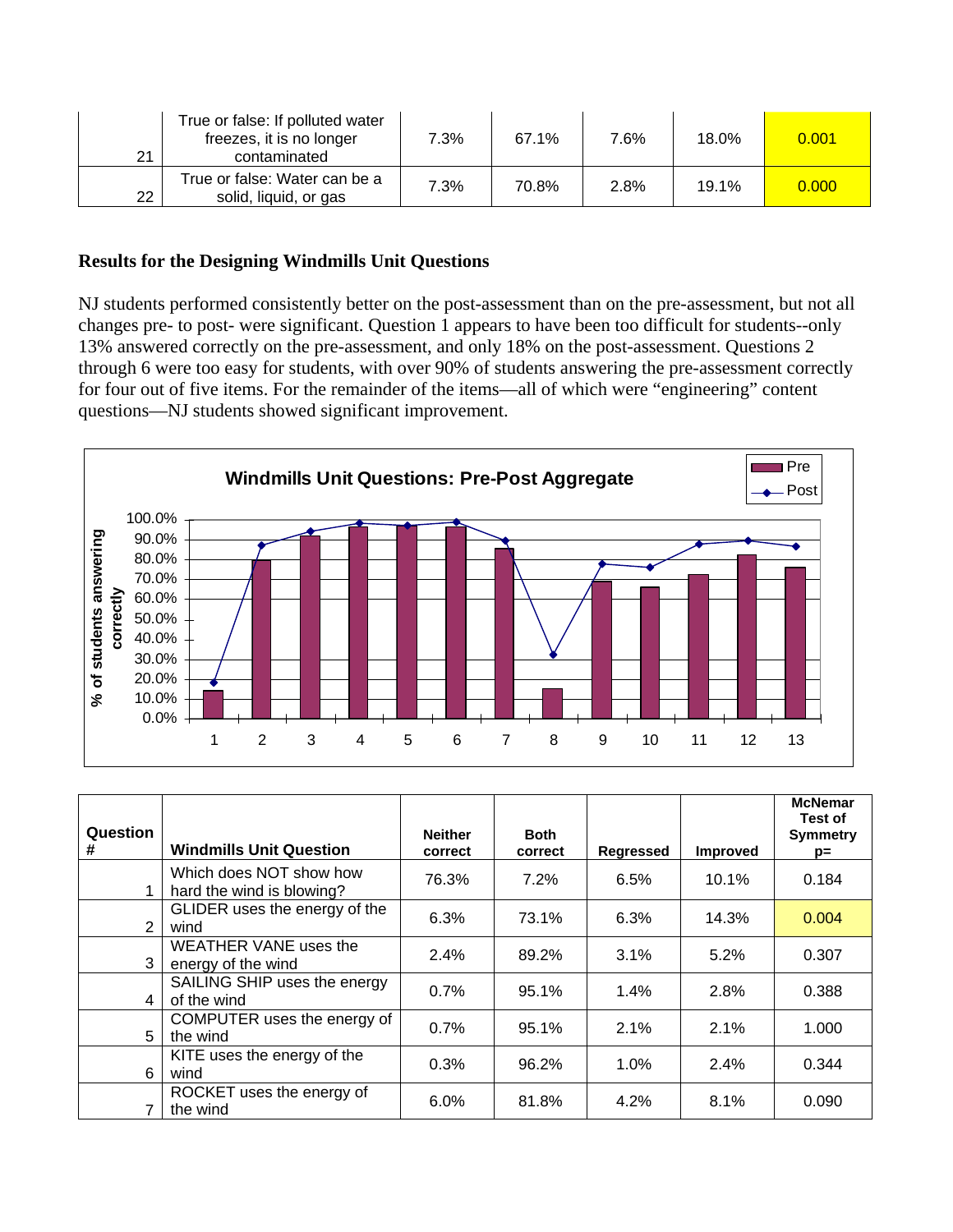| | | | | | | |
|---|---|---|---|---|---|---|
| 21 | True or false: If polluted water freezes, it is no longer contaminated | 7.3% | 67.1% | 7.6% | 18.0% | 0.001 |
| 22 | True or false: Water can be a solid, liquid, or gas | 7.3% | 70.8% | 2.8% | 19.1% | 0.000 |

**Results for the Designing Windmills Unit Questions**

NJ students performed consistently better on the post-assessment than on the pre-assessment, but not all changes pre- to post- were significant. Question 1 appears to have been too difficult for students--only 13% answered correctly on the pre-assessment, and only 18% on the post-assessment. Questions 2 through 6 were too easy for students, with over 90% of students answering the pre-assessment correctly for four out of five items. For the remainder of the items—all of which were "engineering" content questions—NJ students showed significant improvement.

| Question # | Windmills Unit Question | Neither correct | Both correct | Regressed | Improved | McNemar Test of Symmetry p= |
|---|---|---|---|---|---|---|
| 1 | Which does NOT show how hard the wind is blowing? | 76.3% | 7.2% | 6.5% | 10.1% | 0.184 |
| 2 | GLIDER uses the energy of the wind | 6.3% | 73.1% | 6.3% | 14.3% | 0.004 |
| 3 | WEATHER VANE uses the energy of the wind | 2.4% | 89.2% | 3.1% | 5.2% | 0.307 |
| 4 | SAILING SHIP uses the energy of the wind | 0.7% | 95.1% | 1.4% | 2.8% | 0.388 |
| 5 | COMPUTER uses the energy of the wind | 0.7% | 95.1% | 2.1% | 2.1% | 1.000 |
| 6 | KITE uses the energy of the wind | 0.3% | 96.2% | 1.0% | 2.4% | 0.344 |
| 7 | ROCKET uses the energy of the wind | 6.0% | 81.8% | 4.2% | 8.1% | 0.090 |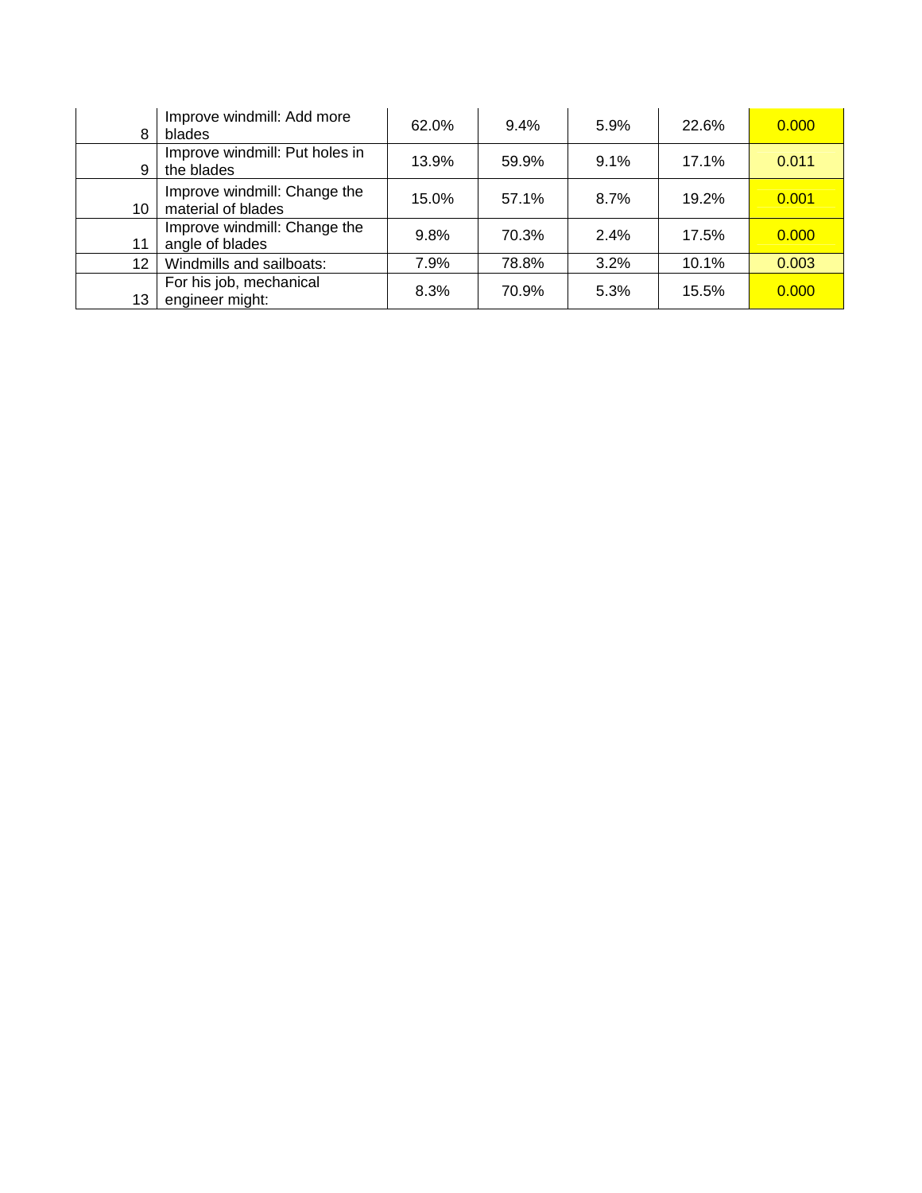| | | | | | | |
|---|---|---|---|---|---|---|
| 8 | Improve windmill: Add more blades | 62.0% | 9.4% | 5.9% | 22.6% | 0.000 |
| 9 | Improve windmill: Put holes in the blades | 13.9% | 59.9% | 9.1% | 17.1% | 0.011 |
| 10 | Improve windmill: Change the material of blades | 15.0% | 57.1% | 8.7% | 19.2% | 0.001 |
| 11 | Improve windmill: Change the angle of blades | 9.8% | 70.3% | 2.4% | 17.5% | 0.000 |
| 12 | Windmills and sailboats: | 7.9% | 78.8% | 3.2% | 10.1% | 0.003 |
| 13 | For his job, mechanical engineer might: | 8.3% | 70.9% | 5.3% | 15.5% | 0.000 |